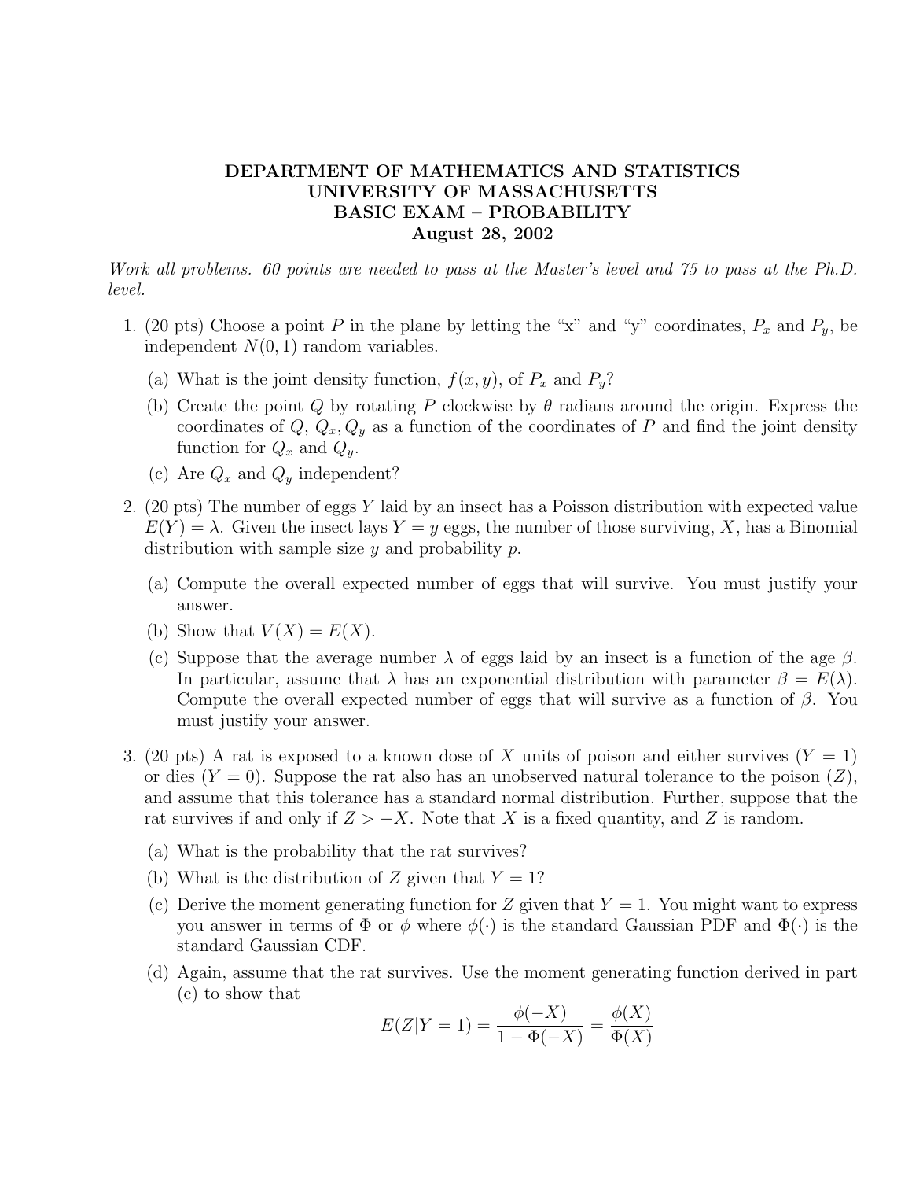# DEPARTMENT OF MATHEMATICS AND STATISTICS
# UNIVERSITY OF MASSACHUSETTS
# BASIC EXAM – PROBABILITY
## August 28, 2002

*Work all problems. 60 points are needed to pass at the Master's level and 75 to pass at the Ph.D. level.*

1. (20 pts) Choose a point $P$ in the plane by letting the "x" and "y" coordinates, $P_x$ and $P_y$, be independent $N(0,1)$ random variables.

   (a) What is the joint density function, $f(x,y)$, of $P_x$ and $P_y$?

   (b) Create the point $Q$ by rotating $P$ clockwise by $\theta$ radians around the origin. Express the coordinates of $Q$, $Q_x, Q_y$ as a function of the coordinates of $P$ and find the joint density function for $Q_x$ and $Q_y$.

   (c) Are $Q_x$ and $Q_y$ independent?

2. (20 pts) The number of eggs $Y$ laid by an insect has a Poisson distribution with expected value $E(Y) = \lambda$. Given the insect lays $Y = y$ eggs, the number of those surviving, $X$, has a Binomial distribution with sample size $y$ and probability $p$.

   (a) Compute the overall expected number of eggs that will survive. You must justify your answer.

   (b) Show that $V(X) = E(X)$.

   (c) Suppose that the average number $\lambda$ of eggs laid by an insect is a function of the age $\beta$. In particular, assume that $\lambda$ has an exponential distribution with parameter $\beta = E(\lambda)$. Compute the overall expected number of eggs that will survive as a function of $\beta$. You must justify your answer.

3. (20 pts) A rat is exposed to a known dose of $X$ units of poison and either survives ($Y = 1$) or dies ($Y = 0$). Suppose the rat also has an unobserved natural tolerance to the poison ($Z$), and assume that this tolerance has a standard normal distribution. Further, suppose that the rat survives if and only if $Z > -X$. Note that $X$ is a fixed quantity, and $Z$ is random.

   (a) What is the probability that the rat survives?

   (b) What is the distribution of $Z$ given that $Y = 1$?

   (c) Derive the moment generating function for $Z$ given that $Y = 1$. You might want to express you answer in terms of $\Phi$ or $\phi$ where $\phi(\cdot)$ is the standard Gaussian PDF and $\Phi(\cdot)$ is the standard Gaussian CDF.

   (d) Again, assume that the rat survives. Use the moment generating function derived in part (c) to show that

$$E(Z|Y=1) = \frac{\phi(-X)}{1-\Phi(-X)} = \frac{\phi(X)}{\Phi(X)}$$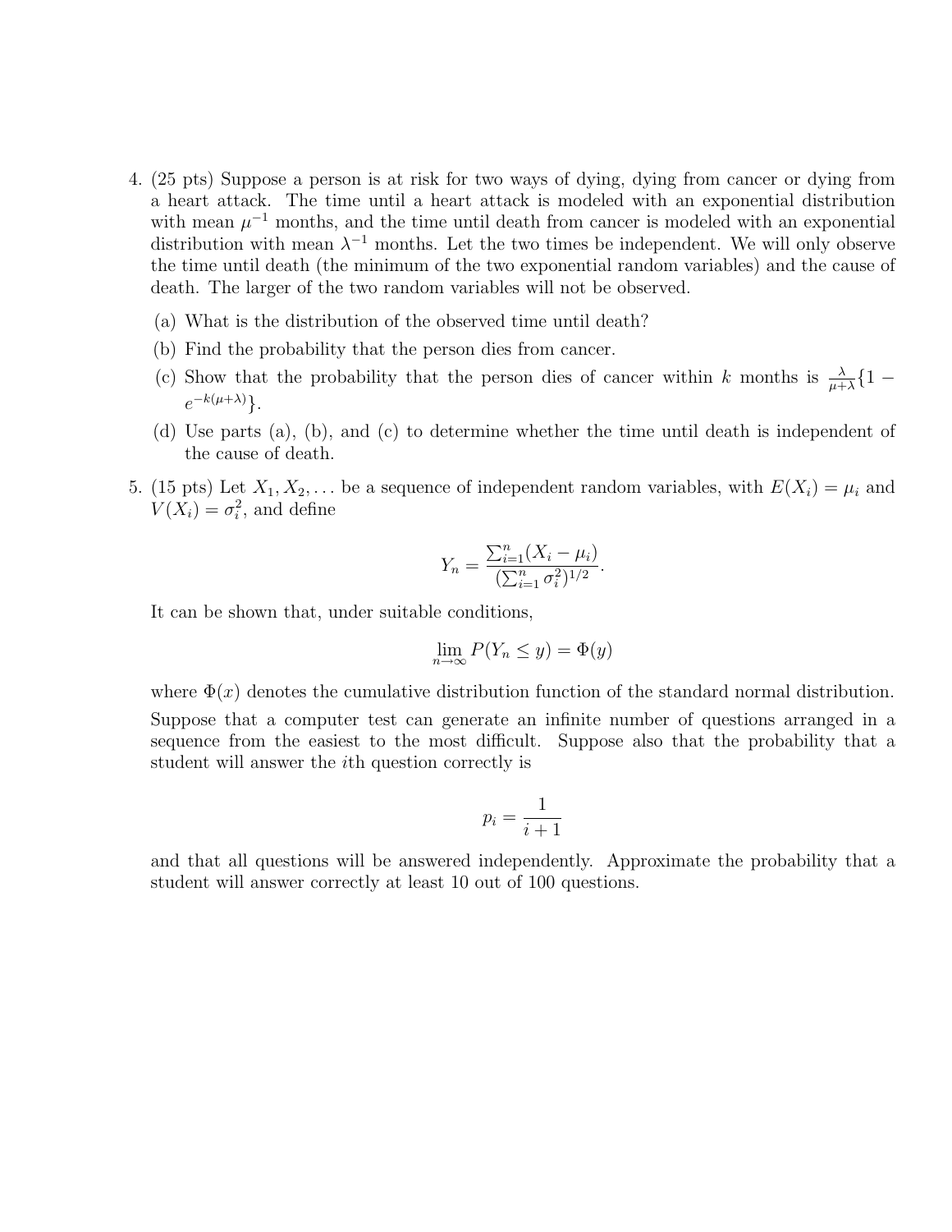4. (25 pts) Suppose a person is at risk for two ways of dying, dying from cancer or dying from a heart attack. The time until a heart attack is modeled with an exponential distribution with mean $\mu^{-1}$ months, and the time until death from cancer is modeled with an exponential distribution with mean $\lambda^{-1}$ months. Let the two times be independent. We will only observe the time until death (the minimum of the two exponential random variables) and the cause of death. The larger of the two random variables will not be observed.

   (a) What is the distribution of the observed time until death?

   (b) Find the probability that the person dies from cancer.

   (c) Show that the probability that the person dies of cancer within $k$ months is $\frac{\lambda}{\mu+\lambda}\{1 - e^{-k(\mu+\lambda)}\}$.

   (d) Use parts (a), (b), and (c) to determine whether the time until death is independent of the cause of death.

5. (15 pts) Let $X_1, X_2, \ldots$ be a sequence of independent random variables, with $E(X_i) = \mu_i$ and $V(X_i) = \sigma_i^2$, and define

$$Y_n = \frac{\sum_{i=1}^{n}(X_i - \mu_i)}{(\sum_{i=1}^{n} \sigma_i^2)^{1/2}}.$$

It can be shown that, under suitable conditions,

$$\lim_{n \to \infty} P(Y_n \leq y) = \Phi(y)$$

where $\Phi(x)$ denotes the cumulative distribution function of the standard normal distribution. Suppose that a computer test can generate an infinite number of questions arranged in a sequence from the easiest to the most difficult. Suppose also that the probability that a student will answer the $i$th question correctly is

$$p_i = \frac{1}{i+1}$$

and that all questions will be answered independently. Approximate the probability that a student will answer correctly at least 10 out of 100 questions.